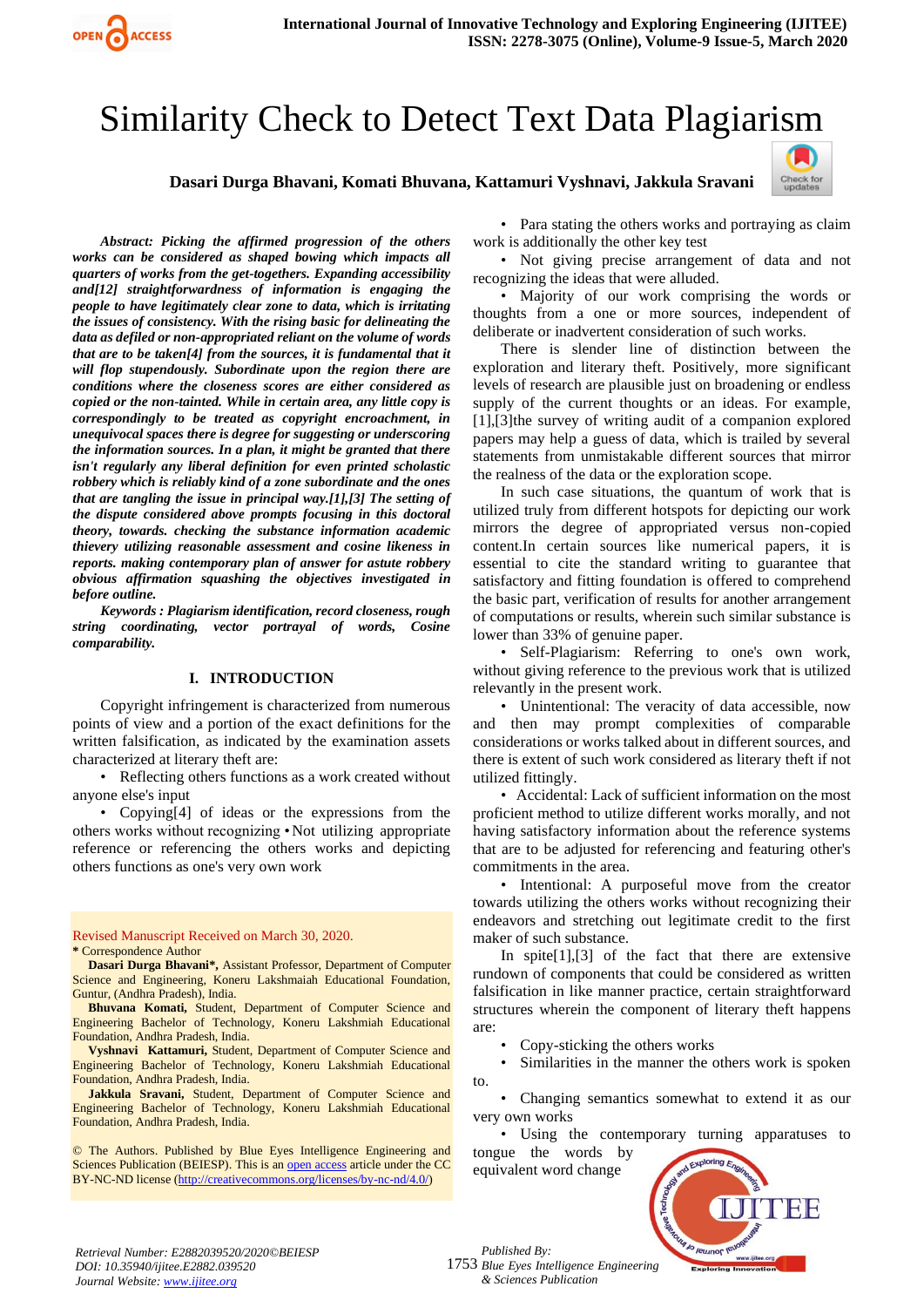# Similarity Check to Detect Text Data Plagiarism

**Dasari Durga Bhavani, Komati Bhuvana, Kattamuri Vyshnavi, Jakkula Sravani**

***Abstract:*** ***Picking the affirmed progression of the others works can be considered as shaped bowing which impacts all quarters of works from the get-togethers. Expanding accessibility and[12] straightforwardness of information is engaging the people to have legitimately clear zone to data, which is irritating the issues of consistency. With the rising basic for delineating the data as defiled or non-appropriated reliant on the volume of words that are to be taken[4] from the sources, it is fundamental that it will flop stupendously. Subordinate upon the region there are conditions where the closeness scores are either considered as copied or the non-tainted. While in certain area, any little copy is correspondingly to be treated as copyright encroachment, in unequivocal spaces there is degree for suggesting or underscoring the information sources. In a plan, it might be granted that there isn't regularly any liberal definition for even printed scholastic robbery which is reliably kind of a zone subordinate and the ones that are tangling the issue in principal way.[1],[3] The setting of the dispute considered above prompts focusing in this doctoral theory, towards. checking the substance information academic thievery utilizing reasonable assessment and cosine likeness in reports. making contemporary plan of answer for astute robbery obvious affirmation squashing the objectives investigated in before outline.***

***Keywords : Plagiarism identification, record closeness, rough string coordinating, vector portrayal of words, Cosine comparability.***

## I. INTRODUCTION

Copyright infringement is characterized from numerous points of view and a portion of the exact definitions for the written falsification, as indicated by the examination assets characterized at literary theft are:

- Reflecting others functions as a work created without anyone else's input
- Copying[4] of ideas or the expressions from the others works without recognizing • Not utilizing appropriate reference or referencing the others works and depicting others functions as one's very own work
- Para stating the others works and portraying as claim work is additionally the other key test
- Not giving precise arrangement of data and not recognizing the ideas that were alluded.
- Majority of our work comprising the words or thoughts from a one or more sources, independent of deliberate or inadvertent consideration of such works.

There is slender line of distinction between the exploration and literary theft. Positively, more significant levels of research are plausible just on broadening or endless supply of the current thoughts or an ideas. For example, [1],[3]the survey of writing audit of a companion explored papers may help a guess of data, which is trailed by several statements from unmistakable different sources that mirror the realness of the data or the exploration scope.

In such case situations, the quantum of work that is utilized truly from different hotspots for depicting our work mirrors the degree of appropriated versus non-copied content.In certain sources like numerical papers, it is essential to cite the standard writing to guarantee that satisfactory and fitting foundation is offered to comprehend the basic part, verification of results for another arrangement of computations or results, wherein such similar substance is lower than 33% of genuine paper.

- Self-Plagiarism: Referring to one's own work, without giving reference to the previous work that is utilized relevantly in the present work.
- Unintentional: The veracity of data accessible, now and then may prompt complexities of comparable considerations or works talked about in different sources, and there is extent of such work considered as literary theft if not utilized fittingly.
- Accidental: Lack of sufficient information on the most proficient method to utilize different works morally, and not having satisfactory information about the reference systems that are to be adjusted for referencing and featuring other's commitments in the area.
- Intentional: A purposeful move from the creator towards utilizing the others works without recognizing their endeavors and stretching out legitimate credit to the first maker of such substance.

In spite[1],[3] of the fact that there are extensive rundown of components that could be considered as written falsification in like manner practice, certain straightforward structures wherein the component of literary theft happens are:

- Copy-sticking the others works
- Similarities in the manner the others work is spoken to.
- Changing semantics somewhat to extend it as our very own works
- Using the contemporary turning apparatuses to tongue the words by equivalent word change

Revised Manuscript Received on March 30, 2020.

\* Correspondence Author

**Dasari Durga Bhavani\*,** Assistant Professor, Department of Computer Science and Engineering, Koneru Lakshmaiah Educational Foundation, Guntur, (Andhra Pradesh), India.

**Bhuvana Komati,** Student, Department of Computer Science and Engineering Bachelor of Technology, Koneru Lakshmiah Educational Foundation, Andhra Pradesh, India.

**Vyshnavi Kattamuri,** Student, Department of Computer Science and Engineering Bachelor of Technology, Koneru Lakshmiah Educational Foundation, Andhra Pradesh, India.

**Jakkula Sravani,** Student, Department of Computer Science and Engineering Bachelor of Technology, Koneru Lakshmiah Educational Foundation, Andhra Pradesh, India.

© The Authors. Published by Blue Eyes Intelligence Engineering and Sciences Publication (BEIESP). This is an open access article under the CC BY-NC-ND license (http://creativecommons.org/licenses/by-nc-nd/4.0/)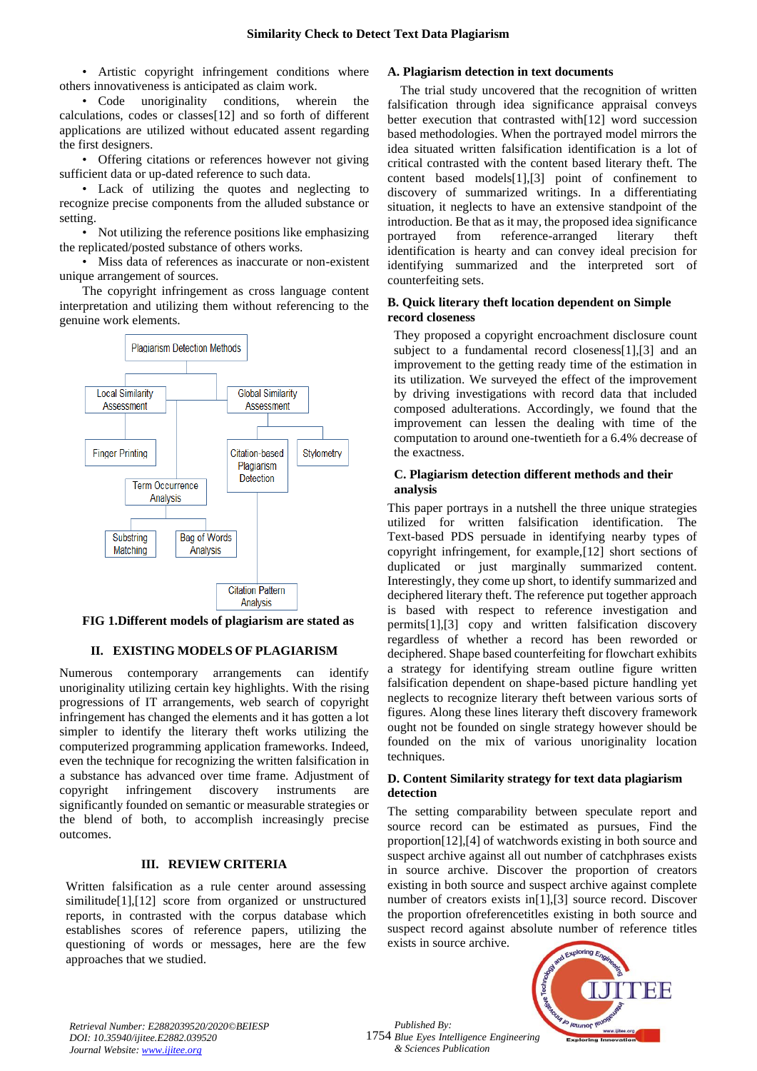- Artistic copyright infringement conditions where others innovativeness is anticipated as claim work.
- Code unoriginality conditions, wherein the calculations, codes or classes[12] and so forth of different applications are utilized without educated assent regarding the first designers.
- Offering citations or references however not giving sufficient data or up-dated reference to such data.
- Lack of utilizing the quotes and neglecting to recognize precise components from the alluded substance or setting.
- Not utilizing the reference positions like emphasizing the replicated/posted substance of others works.
- Miss data of references as inaccurate or non-existent unique arrangement of sources.

The copyright infringement as cross language content interpretation and utilizing them without referencing to the genuine work elements.

Plagiarism Detection Methods

Local Similarity Assessment

Global Similarity Assessment

Finger Printing

Citation-based Plagiarism Detection

Stylometry

Term Occurrence Analysis

Substring Matching

Bag of Words Analysis

Citation Pattern Analysis

**FIG 1.Different models of plagiarism are stated as**

## II. EXISTING MODELS OF PLAGIARISM

Numerous contemporary arrangements can identify unoriginality utilizing certain key highlights. With the rising progressions of IT arrangements, web search of copyright infringement has changed the elements and it has gotten a lot simpler to identify the literary theft works utilizing the computerized programming application frameworks. Indeed, even the technique for recognizing the written falsification in a substance has advanced over time frame. Adjustment of copyright infringement discovery instruments are significantly founded on semantic or measurable strategies or the blend of both, to accomplish increasingly precise outcomes.

## III. REVIEW CRITERIA

Written falsification as a rule center around assessing similitude[1],[12] score from organized or unstructured reports, in contrasted with the corpus database which establishes scores of reference papers, utilizing the questioning of words or messages, here are the few approaches that we studied.

### A. Plagiarism detection in text documents

The trial study uncovered that the recognition of written falsification through idea significance appraisal conveys better execution that contrasted with[12] word succession based methodologies. When the portrayed model mirrors the idea situated written falsification identification is a lot of critical contrasted with the content based literary theft. The content based models[1],[3] point of confinement to discovery of summarized writings. In a differentiating situation, it neglects to have an extensive standpoint of the introduction. Be that as it may, the proposed idea significance portrayed from reference-arranged literary theft identification is hearty and can convey ideal precision for identifying summarized and the interpreted sort of counterfeiting sets.

### B. Quick literary theft location dependent on Simple record closeness

They proposed a copyright encroachment disclosure count subject to a fundamental record closeness[1],[3] and an improvement to the getting ready time of the estimation in its utilization. We surveyed the effect of the improvement by driving investigations with record data that included composed adulterations. Accordingly, we found that the improvement can lessen the dealing with time of the computation to around one-twentieth for a 6.4% decrease of the exactness.

### C. Plagiarism detection different methods and their analysis

This paper portrays in a nutshell the three unique strategies utilized for written falsification identification. The Text-based PDS persuade in identifying nearby types of copyright infringement, for example,[12] short sections of duplicated or just marginally summarized content. Interestingly, they come up short, to identify summarized and deciphered literary theft. The reference put together approach is based with respect to reference investigation and permits[1],[3] copy and written falsification discovery regardless of whether a record has been reworded or deciphered. Shape based counterfeiting for flowchart exhibits a strategy for identifying stream outline figure written falsification dependent on shape-based picture handling yet neglects to recognize literary theft between various sorts of figures. Along these lines literary theft discovery framework ought not be founded on single strategy however should be founded on the mix of various unoriginality location techniques.

### D. Content Similarity strategy for text data plagiarism detection

The setting comparability between speculate report and source record can be estimated as pursues, Find the proportion[12],[4] of watchwords existing in both source and suspect archive against all out number of catchphrases exists in source archive. Discover the proportion of creators existing in both source and suspect archive against complete number of creators exists in[1],[3] source record. Discover the proportion ofreferencetitles existing in both source and suspect record against absolute number of reference titles exists in source archive.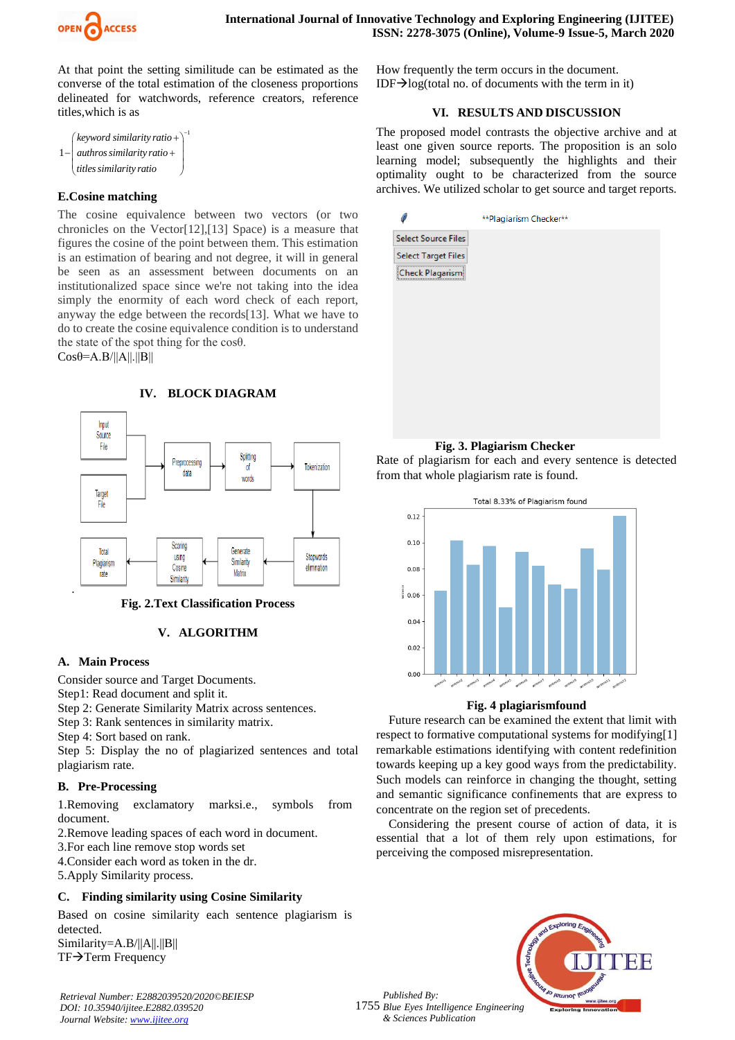At that point the setting similitude can be estimated as the converse of the total estimation of the closeness proportions delineated for watchwords, reference creators, reference titles,which is as

$$1-\begin{pmatrix} keyword\ similarity\ ratio + \\ authros\ similarity\ ratio + \\ titles\ similarity\ ratio \end{pmatrix}^{-1}$$

### E.Cosine matching

The cosine equivalence between two vectors (or two chronicles on the Vector[12],[13] Space) is a measure that figures the cosine of the point between them. This estimation is an estimation of bearing and not degree, it will in general be seen as an assessment between documents on an institutionalized space since we're not taking into the idea simply the enormity of each word check of each report, anyway the edge between the records[13]. What we have to do to create the cosine equivalence condition is to understand the state of the spot thing for the cosθ.

Cosθ=A.B/||A||.||B||

## IV. BLOCK DIAGRAM

Fig. 2.Text Classification Process

## V. ALGORITHM

### A. Main Process

Consider source and Target Documents.
Step1: Read document and split it.
Step 2: Generate Similarity Matrix across sentences.
Step 3: Rank sentences in similarity matrix.
Step 4: Sort based on rank.
Step 5: Display the no of plagiarized sentences and total plagiarism rate.

### B. Pre-Processing

1.Removing exclamatory marksi.e., symbols from document.
2.Remove leading spaces of each word in document.
3.For each line remove stop words set
4.Consider each word as token in the dr.
5.Apply Similarity process.

### C. Finding similarity using Cosine Similarity

Based on cosine similarity each sentence plagiarism is detected.
Similarity=A.B/||A||.||B||
TF→Term Frequency
How frequently the term occurs in the document.
IDF→log(total no. of documents with the term in it)

## VI. RESULTS AND DISCUSSION

The proposed model contrasts the objective archive and at least one given source reports. The proposition is an solo learning model; subsequently the highlights and their optimality ought to be characterized from the source archives. We utilized scholar to get source and target reports.

Fig. 3. Plagiarism Checker

Rate of plagiarism for each and every sentence is detected from that whole plagiarism rate is found.

Fig. 4 plagiarismfound

Future research can be examined the extent that limit with respect to formative computational systems for modifying[1] remarkable estimations identifying with content redefinition towards keeping up a key good ways from the predictability. Such models can reinforce in changing the thought, setting and semantic significance confinements that are express to concentrate on the region set of precedents.

Considering the present course of action of data, it is essential that a lot of them rely upon estimations, for perceiving the composed misrepresentation.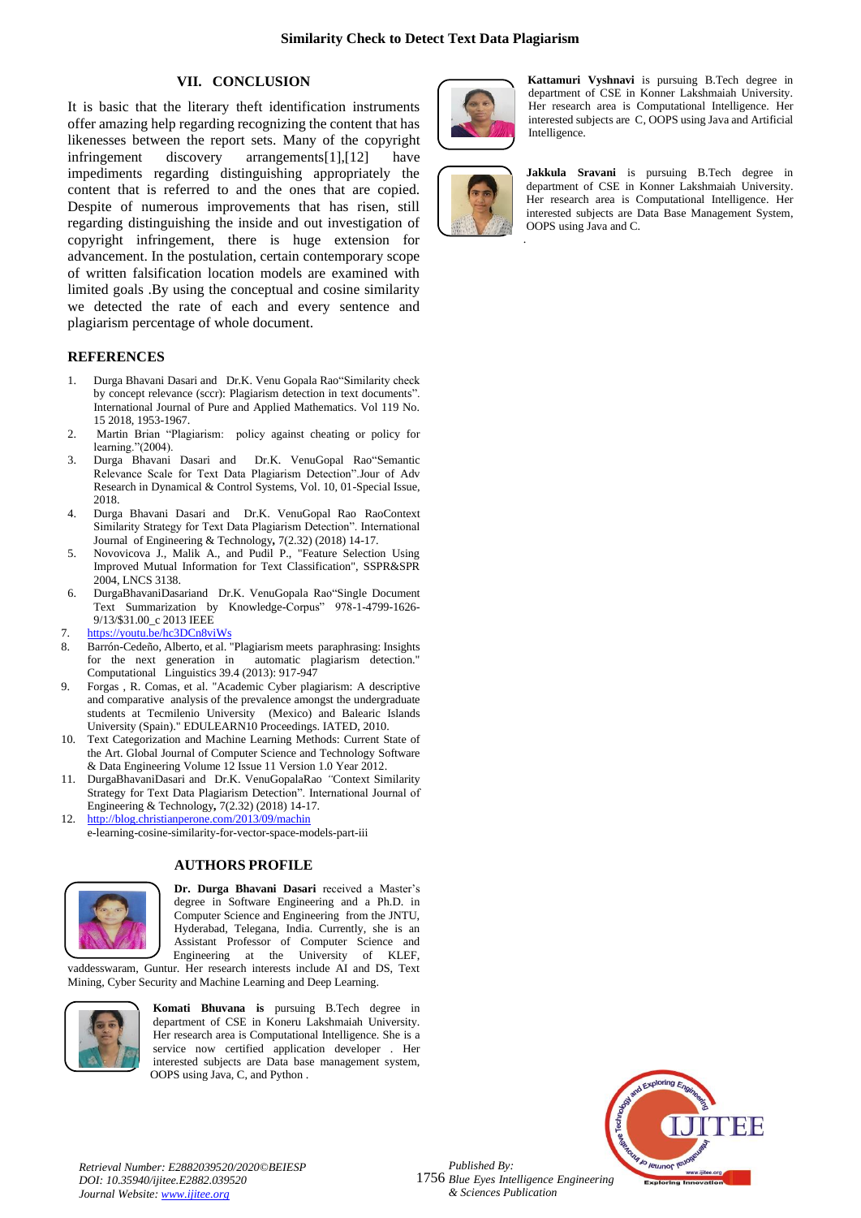## VII. CONCLUSION

It is basic that the literary theft identification instruments offer amazing help regarding recognizing the content that has likenesses between the report sets. Many of the copyright infringement discovery arrangements[1],[12] have impediments regarding distinguishing appropriately the content that is referred to and the ones that are copied. Despite of numerous improvements that has risen, still regarding distinguishing the inside and out investigation of copyright infringement, there is huge extension for advancement. In the postulation, certain contemporary scope of written falsification location models are examined with limited goals .By using the conceptual and cosine similarity we detected the rate of each and every sentence and plagiarism percentage of whole document.

## REFERENCES

1. Durga Bhavani Dasari and Dr.K. Venu Gopala Rao"Similarity check by concept relevance (sccr): Plagiarism detection in text documents". International Journal of Pure and Applied Mathematics. Vol 119 No. 15 2018, 1953-1967.
2. Martin Brian "Plagiarism: policy against cheating or policy for learning."(2004).
3. Durga Bhavani Dasari and Dr.K. VenuGopal Rao"Semantic Relevance Scale for Text Data Plagiarism Detection".Jour of Adv Research in Dynamical & Control Systems, Vol. 10, 01-Special Issue, 2018.
4. Durga Bhavani Dasari and Dr.K. VenuGopal Rao RaoContext Similarity Strategy for Text Data Plagiarism Detection". International Journal of Engineering & Technology, 7(2.32) (2018) 14-17.
5. Novovicova J., Malik A., and Pudil P., "Feature Selection Using Improved Mutual Information for Text Classification", SSPR&SPR 2004, LNCS 3138.
6. DurgaBhavaniDasariand Dr.K. VenuGopala Rao"Single Document Text Summarization by Knowledge-Corpus" 978-1-4799-1626-9/13/$31.00_c 2013 IEEE
7. https://youtu.be/hc3DCn8viWs
8. Barrón-Cedeño, Alberto, et al. "Plagiarism meets paraphrasing: Insights for the next generation in automatic plagiarism detection." Computational Linguistics 39.4 (2013): 917-947
9. Forgas , R. Comas, et al. "Academic Cyber plagiarism: A descriptive and comparative analysis of the prevalence amongst the undergraduate students at Tecmilenio University (Mexico) and Balearic Islands University (Spain)." EDULEARN10 Proceedings. IATED, 2010.
10. Text Categorization and Machine Learning Methods: Current State of the Art. Global Journal of Computer Science and Technology Software & Data Engineering Volume 12 Issue 11 Version 1.0 Year 2012.
11. DurgaBhavaniDasari and Dr.K. VenuGopalaRao "Context Similarity Strategy for Text Data Plagiarism Detection". International Journal of Engineering & Technology, 7(2.32) (2018) 14-17.
12. http://blog.christianperone.com/2013/09/machine-learning-cosine-similarity-for-vector-space-models-part-iii

## AUTHORS PROFILE

**Dr. Durga Bhavani Dasari** received a Master's degree in Software Engineering and a Ph.D. in Computer Science and Engineering from the JNTU, Hyderabad, Telegana, India. Currently, she is an Assistant Professor of Computer Science and Engineering at the University of KLEF, vaddesswaram, Guntur. Her research interests include AI and DS, Text Mining, Cyber Security and Machine Learning and Deep Learning.

**Komati Bhuvana is** pursuing B.Tech degree in department of CSE in Koneru Lakshmaiah University. Her research area is Computational Intelligence. She is a service now certified application developer . Her interested subjects are Data base management system, OOPS using Java, C, and Python .

**Kattamuri Vyshnavi** is pursuing B.Tech degree in department of CSE in Konner Lakshmaiah University. Her research area is Computational Intelligence. Her interested subjects are C, OOPS using Java and Artificial Intelligence.

**Jakkula Sravani** is pursuing B.Tech degree in department of CSE in Konner Lakshmaiah University. Her research area is Computational Intelligence. Her interested subjects are Data Base Management System, OOPS using Java and C.